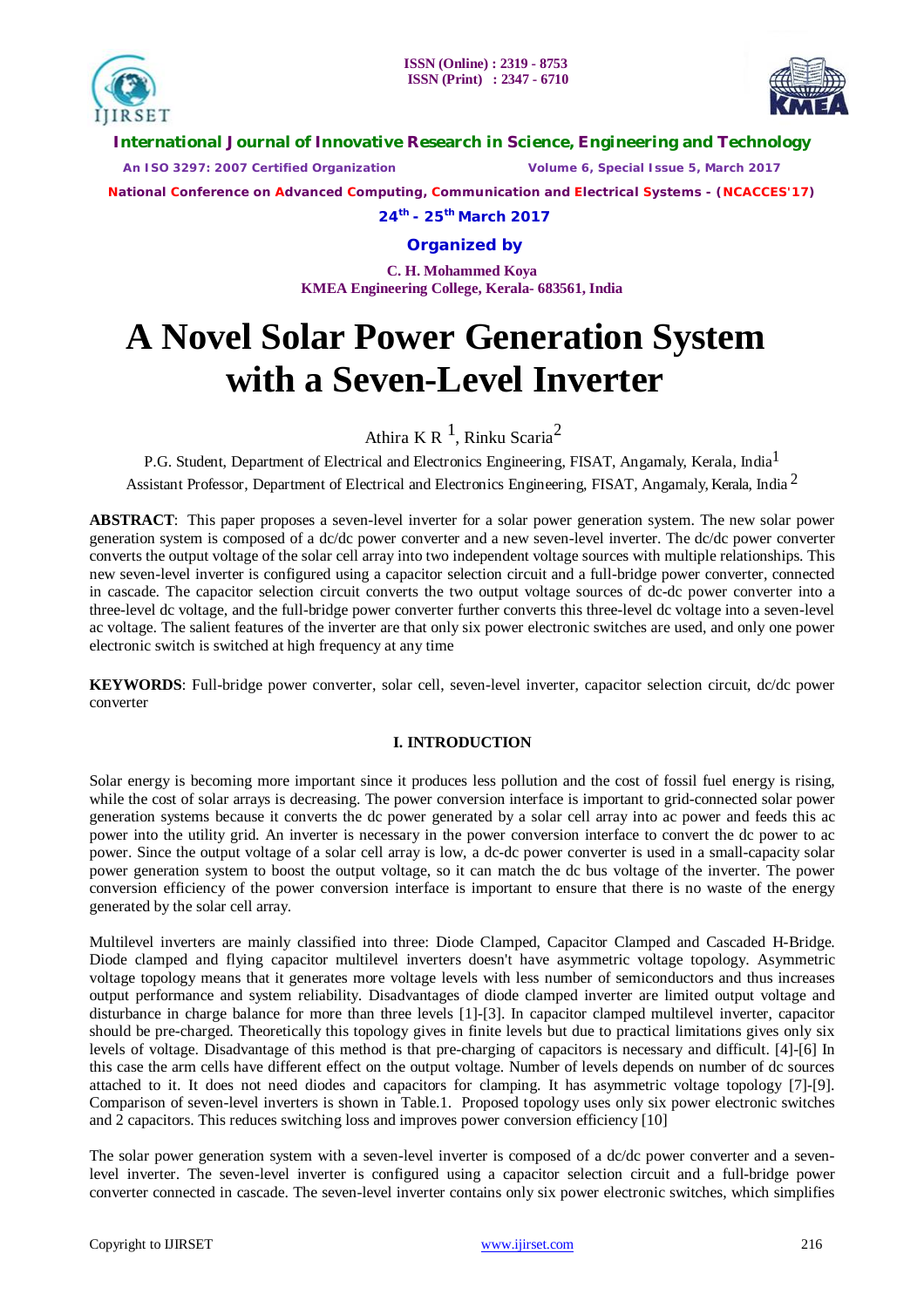# A Novel Solar Power Generation System with a Seven-Level Inverter

Athira K R [1], Rinku Scaria[2]

P.G. Student, Department of Electrical and Electronics Engineering, FISAT, Angamaly, Kerala, India[1]

Assistant Professor, Department of Electrical and Electronics Engineering, FISAT, Angamaly, Kerala, India [2]

**ABSTRACT**: This paper proposes a seven-level inverter for a solar power generation system. The new solar power generation system is composed of a dc/dc power converter and a new seven-level inverter. The dc/dc power converter converts the output voltage of the solar cell array into two independent voltage sources with multiple relationships. This new seven-level inverter is configured using a capacitor selection circuit and a full-bridge power converter, connected in cascade. The capacitor selection circuit converts the two output voltage sources of dc-dc power converter into a three-level dc voltage, and the full-bridge power converter further converts this three-level dc voltage into a seven-level ac voltage. The salient features of the inverter are that only six power electronic switches are used, and only one power electronic switch is switched at high frequency at any time

**KEYWORDS**: Full-bridge power converter, solar cell, seven-level inverter, capacitor selection circuit, dc/dc power converter

## I. INTRODUCTION

Solar energy is becoming more important since it produces less pollution and the cost of fossil fuel energy is rising, while the cost of solar arrays is decreasing. The power conversion interface is important to grid-connected solar power generation systems because it converts the dc power generated by a solar cell array into ac power and feeds this ac power into the utility grid. An inverter is necessary in the power conversion interface to convert the dc power to ac power. Since the output voltage of a solar cell array is low, a dc-dc power converter is used in a small-capacity solar power generation system to boost the output voltage, so it can match the dc bus voltage of the inverter. The power conversion efficiency of the power conversion interface is important to ensure that there is no waste of the energy generated by the solar cell array.

Multilevel inverters are mainly classified into three: Diode Clamped, Capacitor Clamped and Cascaded H-Bridge. Diode clamped and flying capacitor multilevel inverters doesn't have asymmetric voltage topology. Asymmetric voltage topology means that it generates more voltage levels with less number of semiconductors and thus increases output performance and system reliability. Disadvantages of diode clamped inverter are limited output voltage and disturbance in charge balance for more than three levels [1]-[3]. In capacitor clamped multilevel inverter, capacitor should be pre-charged. Theoretically this topology gives in finite levels but due to practical limitations gives only six levels of voltage. Disadvantage of this method is that pre-charging of capacitors is necessary and difficult. [4]-[6] In this case the arm cells have different effect on the output voltage. Number of levels depends on number of dc sources attached to it. It does not need diodes and capacitors for clamping. It has asymmetric voltage topology [7]-[9]. Comparison of seven-level inverters is shown in Table.1. Proposed topology uses only six power electronic switches and 2 capacitors. This reduces switching loss and improves power conversion efficiency [10]

The solar power generation system with a seven-level inverter is composed of a dc/dc power converter and a seven-level inverter. The seven-level inverter is configured using a capacitor selection circuit and a full-bridge power converter connected in cascade. The seven-level inverter contains only six power electronic switches, which simplifies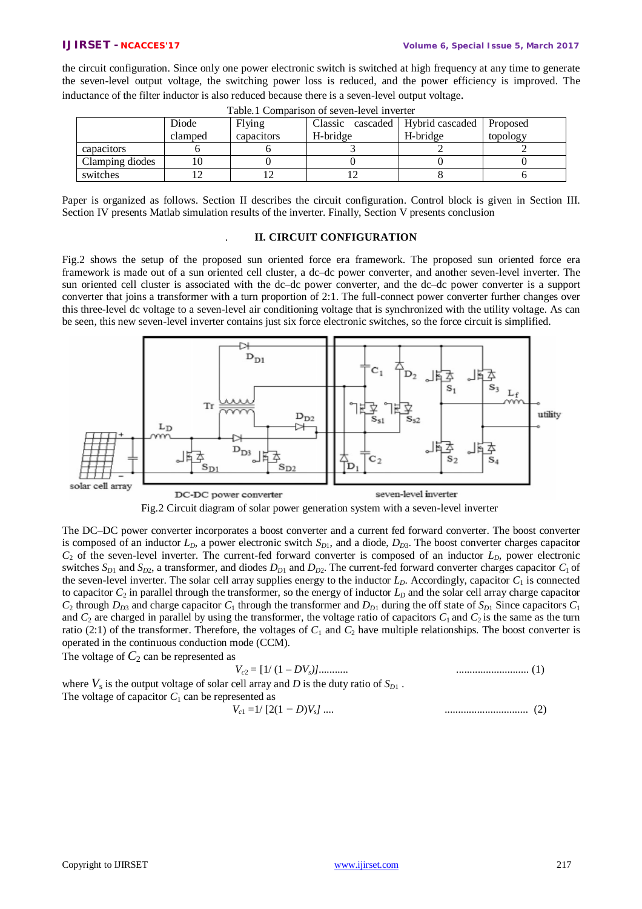the circuit configuration. Since only one power electronic switch is switched at high frequency at any time to generate the seven-level output voltage, the switching power loss is reduced, and the power efficiency is improved. The inductance of the filter inductor is also reduced because there is a seven-level output voltage.

Table.1 Comparison of seven-level inverter

| | Diode clamped | Flying capacitors | Classic cascaded H-bridge | Hybrid cascaded H-bridge | Proposed topology |
|---|---|---|---|---|---|
| capacitors | 6 | 6 | 3 | 2 | 2 |
| Clamping diodes | 10 | 0 | 0 | 0 | 0 |
| switches | 12 | 12 | 12 | 8 | 6 |

Paper is organized as follows. Section II describes the circuit configuration. Control block is given in Section III. Section IV presents Matlab simulation results of the inverter. Finally, Section V presents conclusion

## II. CIRCUIT CONFIGURATION

Fig.2 shows the setup of the proposed sun oriented force era framework. The proposed sun oriented force era framework is made out of a sun oriented cell cluster, a dc–dc power converter, and another seven-level inverter. The sun oriented cell cluster is associated with the dc–dc power converter, and the dc–dc power converter is a support converter that joins a transformer with a turn proportion of 2:1. The full-connect power converter further changes over this three-level dc voltage to a seven-level air conditioning voltage that is synchronized with the utility voltage. As can be seen, this new seven-level inverter contains just six force electronic switches, so the force circuit is simplified.

Fig.2 Circuit diagram of solar power generation system with a seven-level inverter

The DC–DC power converter incorporates a boost converter and a current fed forward converter. The boost converter is composed of an inductor $L_D$, a power electronic switch $S_{D1}$, and a diode, $D_{D3}$. The boost converter charges capacitor $C_2$ of the seven-level inverter. The current-fed forward converter is composed of an inductor $L_D$, power electronic switches $S_{D1}$ and $S_{D2}$, a transformer, and diodes $D_{D1}$ and $D_{D2}$. The current-fed forward converter charges capacitor $C_1$ of the seven-level inverter. The solar cell array supplies energy to the inductor $L_D$. Accordingly, capacitor $C_1$ is connected to capacitor $C_2$ in parallel through the transformer, so the energy of inductor $L_D$ and the solar cell array charge capacitor $C_2$ through $D_{D3}$ and charge capacitor $C_1$ through the transformer and $D_{D1}$ during the off state of $S_{D1}$ Since capacitors $C_1$ and $C_2$ are charged in parallel by using the transformer, the voltage ratio of capacitors $C_1$ and $C_2$ is the same as the turn ratio (2:1) of the transformer. Therefore, the voltages of $C_1$ and $C_2$ have multiple relationships. The boost converter is operated in the continuous conduction mode (CCM).

The voltage of $C_2$ can be represented as

$$V_{c2} = [1/ (1 - DV_s)] \quad \text{.......... (1)}$$

where $V_s$ is the output voltage of solar cell array and $D$ is the duty ratio of $S_{D1}$ .

The voltage of capacitor $C_1$ can be represented as

$$V_{c1} = 1/ [2(1 - D)V_s] \quad \text{.......... (2)}$$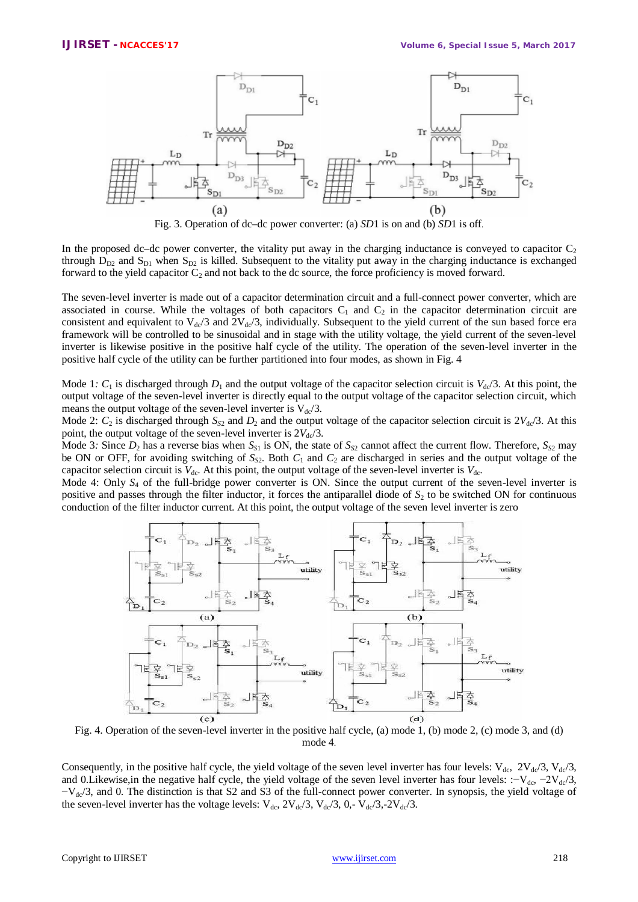Fig. 3. Operation of dc–dc power converter: (a) *SD*1 is on and (b) *SD*1 is off.

In the proposed dc–dc power converter, the vitality put away in the charging inductance is conveyed to capacitor $C_2$ through $D_{D2}$ and $S_{D1}$ when $S_{D2}$ is killed. Subsequent to the vitality put away in the charging inductance is exchanged forward to the yield capacitor $C_2$ and not back to the dc source, the force proficiency is moved forward.

The seven-level inverter is made out of a capacitor determination circuit and a full-connect power converter, which are associated in course. While the voltages of both capacitors $C_1$ and $C_2$ in the capacitor determination circuit are consistent and equivalent to $V_{dc}/3$ and $2V_{dc}/3$, individually. Subsequent to the yield current of the sun based force era framework will be controlled to be sinusoidal and in stage with the utility voltage, the yield current of the seven-level inverter is likewise positive in the positive half cycle of the utility. The operation of the seven-level inverter in the positive half cycle of the utility can be further partitioned into four modes, as shown in Fig. 4

Mode 1*:* $C_1$ is discharged through $D_1$ and the output voltage of the capacitor selection circuit is $V_{dc}/3$. At this point, the output voltage of the seven-level inverter is directly equal to the output voltage of the capacitor selection circuit, which means the output voltage of the seven-level inverter is $V_{dc}/3$.
Mode 2: $C_2$ is discharged through $S_{S2}$ and $D_2$ and the output voltage of the capacitor selection circuit is $2V_{dc}/3$. At this point, the output voltage of the seven-level inverter is $2V_{dc}/3$.
Mode 3*:* Since $D_2$ has a reverse bias when $S_{S1}$ is ON, the state of $S_{S2}$ cannot affect the current flow. Therefore, $S_{S2}$ may be ON or OFF, for avoiding switching of $S_{S2}$. Both $C_1$ and $C_2$ are discharged in series and the output voltage of the capacitor selection circuit is $V_{dc}$. At this point, the output voltage of the seven-level inverter is $V_{dc}$.
Mode 4: Only $S_4$ of the full-bridge power converter is ON. Since the output current of the seven-level inverter is positive and passes through the filter inductor, it forces the antiparallel diode of $S_2$ to be switched ON for continuous conduction of the filter inductor current. At this point, the output voltage of the seven level inverter is zero

Fig. 4. Operation of the seven-level inverter in the positive half cycle, (a) mode 1, (b) mode 2, (c) mode 3, and (d) mode 4.

Consequently, in the positive half cycle, the yield voltage of the seven level inverter has four levels: $V_{dc}$, $2V_{dc}/3$, $V_{dc}/3$, and 0.Likewise,in the negative half cycle, the yield voltage of the seven level inverter has four levels: :$-V_{dc}$, $-2V_{dc}/3$, $-V_{dc}/3$, and 0. The distinction is that S2 and S3 of the full-connect power converter. In synopsis, the yield voltage of the seven-level inverter has the voltage levels: $V_{dc}$, $2V_{dc}/3$, $V_{dc}/3$, 0,- $V_{dc}/3$,-$2V_{dc}/3$.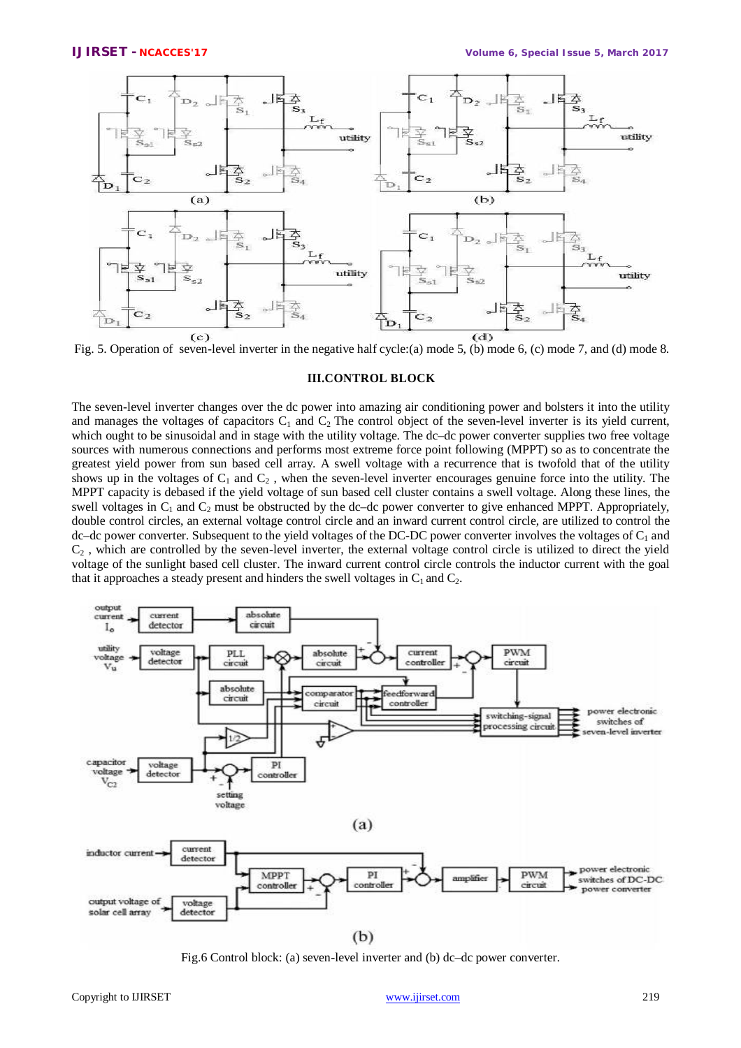Fig. 5. Operation of seven-level inverter in the negative half cycle:(a) mode 5, (b) mode 6, (c) mode 7, and (d) mode 8.

### III.CONTROL BLOCK

The seven-level inverter changes over the dc power into amazing air conditioning power and bolsters it into the utility and manages the voltages of capacitors $C_1$ and $C_2$ The control object of the seven-level inverter is its yield current, which ought to be sinusoidal and in stage with the utility voltage. The dc–dc power converter supplies two free voltage sources with numerous connections and performs most extreme force point following (MPPT) so as to concentrate the greatest yield power from sun based cell array. A swell voltage with a recurrence that is twofold that of the utility shows up in the voltages of $C_1$ and $C_2$ , when the seven-level inverter encourages genuine force into the utility. The MPPT capacity is debased if the yield voltage of sun based cell cluster contains a swell voltage. Along these lines, the swell voltages in $C_1$ and $C_2$ must be obstructed by the dc–dc power converter to give enhanced MPPT. Appropriately, double control circles, an external voltage control circle and an inward current control circle, are utilized to control the dc–dc power converter. Subsequent to the yield voltages of the DC-DC power converter involves the voltages of $C_1$ and $C_2$ , which are controlled by the seven-level inverter, the external voltage control circle is utilized to direct the yield voltage of the sunlight based cell cluster. The inward current control circle controls the inductor current with the goal that it approaches a steady present and hinders the swell voltages in $C_1$ and $C_2$.

Fig.6 Control block: (a) seven-level inverter and (b) dc–dc power converter.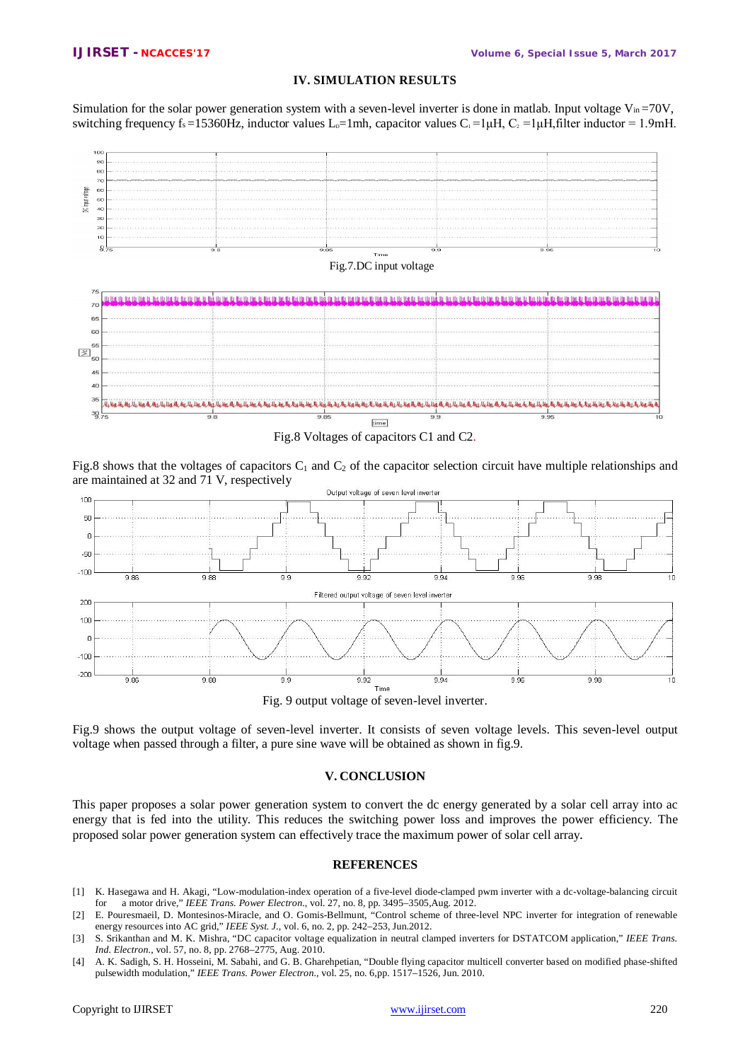## IV. SIMULATION RESULTS

Simulation for the solar power generation system with a seven-level inverter is done in matlab. Input voltage $V_{in}$ =70V, switching frequency $f_s$ =15360Hz, inductor values $L_D$=1mh, capacitor values $C_1$ =1μH, $C_2$ =1μH,filter inductor = 1.9mH.

Fig.7.DC input voltage

Fig.8 Voltages of capacitors C1 and C2.

Fig.8 shows that the voltages of capacitors $C_1$ and $C_2$ of the capacitor selection circuit have multiple relationships and are maintained at 32 and 71 V, respectively

Fig. 9 output voltage of seven-level inverter.

Fig.9 shows the output voltage of seven-level inverter. It consists of seven voltage levels. This seven-level output voltage when passed through a filter, a pure sine wave will be obtained as shown in fig.9.

## V. CONCLUSION

This paper proposes a solar power generation system to convert the dc energy generated by a solar cell array into ac energy that is fed into the utility. This reduces the switching power loss and improves the power efficiency. The proposed solar power generation system can effectively trace the maximum power of solar cell array.

## REFERENCES

[1] K. Hasegawa and H. Akagi, "Low-modulation-index operation of a five-level diode-clamped pwm inverter with a dc-voltage-balancing circuit for a motor drive," *IEEE Trans. Power Electron.*, vol. 27, no. 8, pp. 3495–3505,Aug. 2012.

[2] E. Pouresmaeil, D. Montesinos-Miracle, and O. Gomis-Bellmunt, "Control scheme of three-level NPC inverter for integration of renewable energy resources into AC grid," *IEEE Syst. J.*, vol. 6, no. 2, pp. 242–253, Jun.2012.

[3] S. Srikanthan and M. K. Mishra, "DC capacitor voltage equalization in neutral clamped inverters for DSTATCOM application," *IEEE Trans. Ind. Electron.*, vol. 57, no. 8, pp. 2768–2775, Aug. 2010.

[4] A. K. Sadigh, S. H. Hosseini, M. Sabahi, and G. B. Gharehpetian, "Double flying capacitor multicell converter based on modified phase-shifted pulsewidth modulation," *IEEE Trans. Power Electron.*, vol. 25, no. 6,pp. 1517–1526, Jun. 2010.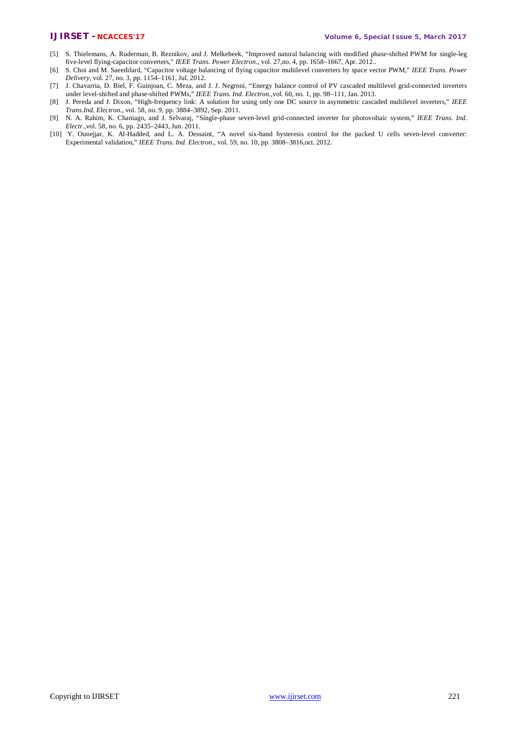[5] S. Thielemans, A. Ruderman, B. Reznikov, and J. Melkebeek, "Improved natural balancing with modified phase-shifted PWM for single-leg five-level flying-capacitor converters," *IEEE Trans. Power Electron.*, vol. 27,no. 4, pp. 1658–1667, Apr. 2012..

[6] S. Choi and M. Saeedifard, "Capacitor voltage balancing of flying capacitor multilevel converters by space vector PWM," *IEEE Trans. Power Delivery*, vol. 27, no. 3, pp. 1154–1161, Jul. 2012.

[7] J. Chavarria, D. Biel, F. Guinjoan, C. Meza, and J. J. Negroni, "Energy balance control of PV cascaded multilevel grid-connected inverters under level-shifted and phase-shifted PWMs," *IEEE Trans. Ind. Electron.*,vol. 60, no. 1, pp. 98–111, Jan. 2013.

[8] J. Pereda and J. Dixon, "High-frequency link: A solution for using only one DC source in asymmetric cascaded multilevel inverters," *IEEE Trans.Ind. Electron.*, vol. 58, no. 9, pp. 3884–3892, Sep. 2011.

[9] N. A. Rahim, K. Chaniago, and J. Selvaraj, "Single-phase seven-level grid-connected inverter for photovoltaic system," *IEEE Trans. Ind. Electr.*,vol. 58, no. 6, pp. 2435–2443, Jun. 2011.

[10] Y. Ounejjar, K. Al-Hadded, and L. A. Dessaint, "A novel six-band hysteresis control for the packed U cells seven-level converter: Experimental validation," *IEEE Trans. Ind. Electron*., vol. 59, no. 10, pp. 3808–3816,oct. 2012.